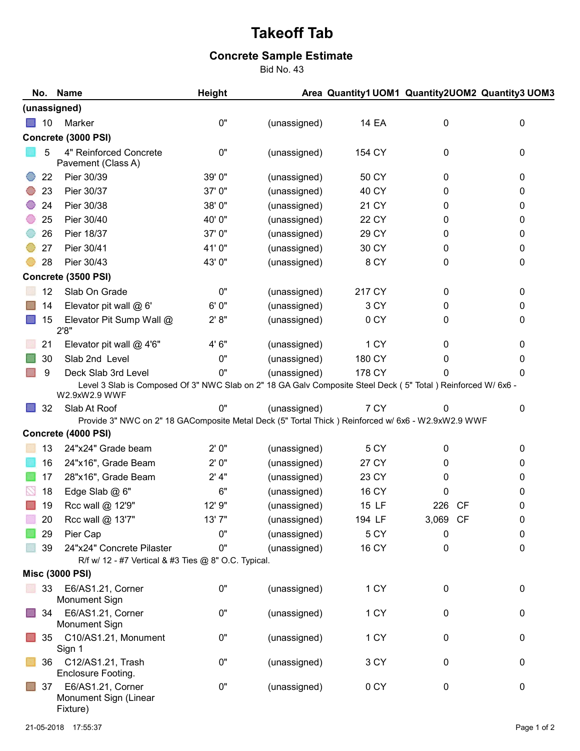# Takeoff Tab

## Concrete Sample Estimate

Bid No. 43

| No. | Name | Height | Area | Quantity1 | UOM1 | Quantity2 | UOM2 | Quantity3 | UOM3 |
|---|---|---|---|---|---|---|---|---|---|
| **(unassigned)** | | | | | | | | | |
| 10 | Marker | 0" | (unassigned) | 14 | EA | 0 | | 0 | |
| **Concrete (3000 PSI)** | | | | | | | | | |
| 5 | 4" Reinforced Concrete Pavement (Class A) | 0" | (unassigned) | 154 | CY | 0 | | 0 | |
| 22 | Pier 30/39 | 39' 0" | (unassigned) | 50 | CY | 0 | | 0 | |
| 23 | Pier 30/37 | 37' 0" | (unassigned) | 40 | CY | 0 | | 0 | |
| 24 | Pier 30/38 | 38' 0" | (unassigned) | 21 | CY | 0 | | 0 | |
| 25 | Pier 30/40 | 40' 0" | (unassigned) | 22 | CY | 0 | | 0 | |
| 26 | Pier 18/37 | 37' 0" | (unassigned) | 29 | CY | 0 | | 0 | |
| 27 | Pier 30/41 | 41' 0" | (unassigned) | 30 | CY | 0 | | 0 | |
| 28 | Pier 30/43 | 43' 0" | (unassigned) | 8 | CY | 0 | | 0 | |
| **Concrete (3500 PSI)** | | | | | | | | | |
| 12 | Slab On Grade | 0" | (unassigned) | 217 | CY | 0 | | 0 | |
| 14 | Elevator pit wall @ 6' | 6' 0" | (unassigned) | 3 | CY | 0 | | 0 | |
| 15 | Elevator Pit Sump Wall @ 2'8" | 2' 8" | (unassigned) | 0 | CY | 0 | | 0 | |
| 21 | Elevator pit wall @ 4'6" | 4' 6" | (unassigned) | 1 | CY | 0 | | 0 | |
| 30 | Slab 2nd Level | 0" | (unassigned) | 180 | CY | 0 | | 0 | |
| 9 | Deck Slab 3rd Level | 0" | (unassigned) | 178 | CY | 0 | | 0 | |
| | Level 3 Slab is Composed Of 3" NWC Slab on 2" 18 GA Galv Composite Steel Deck ( 5" Total ) Reinforced W/ 6x6 - W2.9xW2.9 WWF | | | | | | | | |
| 32 | Slab At Roof | 0" | (unassigned) | 7 | CY | 0 | | 0 | |
| | Provide 3" NWC on 2" 18 GAComposite Metal Deck (5" Tortal Thick ) Reinforced w/ 6x6 - W2.9xW2.9 WWF | | | | | | | | |
| **Concrete (4000 PSI)** | | | | | | | | | |
| 13 | 24"x24" Grade beam | 2' 0" | (unassigned) | 5 | CY | 0 | | 0 | |
| 16 | 24"x16", Grade Beam | 2' 0" | (unassigned) | 27 | CY | 0 | | 0 | |
| 17 | 28"x16", Grade Beam | 2' 4" | (unassigned) | 23 | CY | 0 | | 0 | |
| 18 | Edge Slab @ 6" | 6" | (unassigned) | 16 | CY | 0 | | 0 | |
| 19 | Rcc wall @ 12'9" | 12' 9" | (unassigned) | 15 | LF | 226 | CF | 0 | |
| 20 | Rcc wall @ 13'7" | 13' 7" | (unassigned) | 194 | LF | 3,069 | CF | 0 | |
| 29 | Pier Cap | 0" | (unassigned) | 5 | CY | 0 | | 0 | |
| 39 | 24"x24" Concrete Pilaster | 0" | (unassigned) | 16 | CY | 0 | | 0 | |
| | R/f w/ 12 - #7 Vertical & #3 Ties @ 8" O.C. Typical. | | | | | | | | |
| **Misc (3000 PSI)** | | | | | | | | | |
| 33 | E6/AS1.21, Corner Monument Sign | 0" | (unassigned) | 1 | CY | 0 | | 0 | |
| 34 | E6/AS1.21, Corner Monument Sign | 0" | (unassigned) | 1 | CY | 0 | | 0 | |
| 35 | C10/AS1.21, Monument Sign 1 | 0" | (unassigned) | 1 | CY | 0 | | 0 | |
| 36 | C12/AS1.21, Trash Enclosure Footing. | 0" | (unassigned) | 3 | CY | 0 | | 0 | |
| 37 | E6/AS1.21, Corner Monument Sign (Linear Fixture) | 0" | (unassigned) | 0 | CY | 0 | | 0 | |

21-05-2018 17:55:37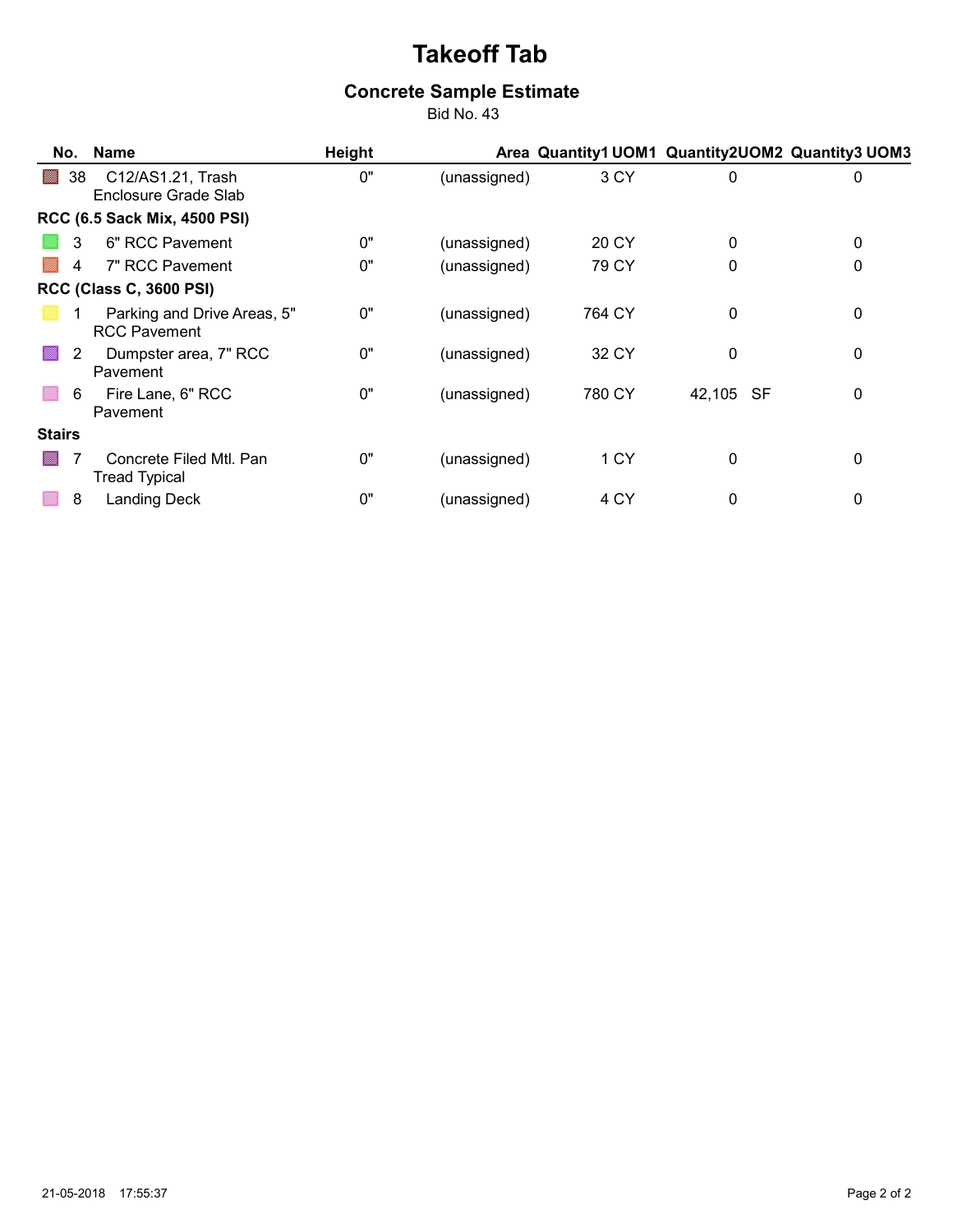# Takeoff Tab

## Concrete Sample Estimate

Bid No. 43

| No. | Name | Height | Area | Quantity1 | UOM1 | Quantity2 | UOM2 | Quantity3 | UOM3 |
|---|---|---|---|---|---|---|---|---|---|
| 38 | C12/AS1.21, Trash Enclosure Grade Slab | 0" | (unassigned) | 3 | CY | 0 | | 0 | |
| **RCC (6.5 Sack Mix, 4500 PSI)** | | | | | | | | | |
| 3 | 6" RCC Pavement | 0" | (unassigned) | 20 | CY | 0 | | 0 | |
| 4 | 7" RCC Pavement | 0" | (unassigned) | 79 | CY | 0 | | 0 | |
| **RCC (Class C, 3600 PSI)** | | | | | | | | | |
| 1 | Parking and Drive Areas, 5" RCC Pavement | 0" | (unassigned) | 764 | CY | 0 | | 0 | |
| 2 | Dumpster area, 7" RCC Pavement | 0" | (unassigned) | 32 | CY | 0 | | 0 | |
| 6 | Fire Lane, 6" RCC Pavement | 0" | (unassigned) | 780 | CY | 42,105 | SF | 0 | |
| **Stairs** | | | | | | | | | |
| 7 | Concrete Filed Mtl. Pan Tread Typical | 0" | (unassigned) | 1 | CY | 0 | | 0 | |
| 8 | Landing Deck | 0" | (unassigned) | 4 | CY | 0 | | 0 | |

21-05-2018 17:55:37